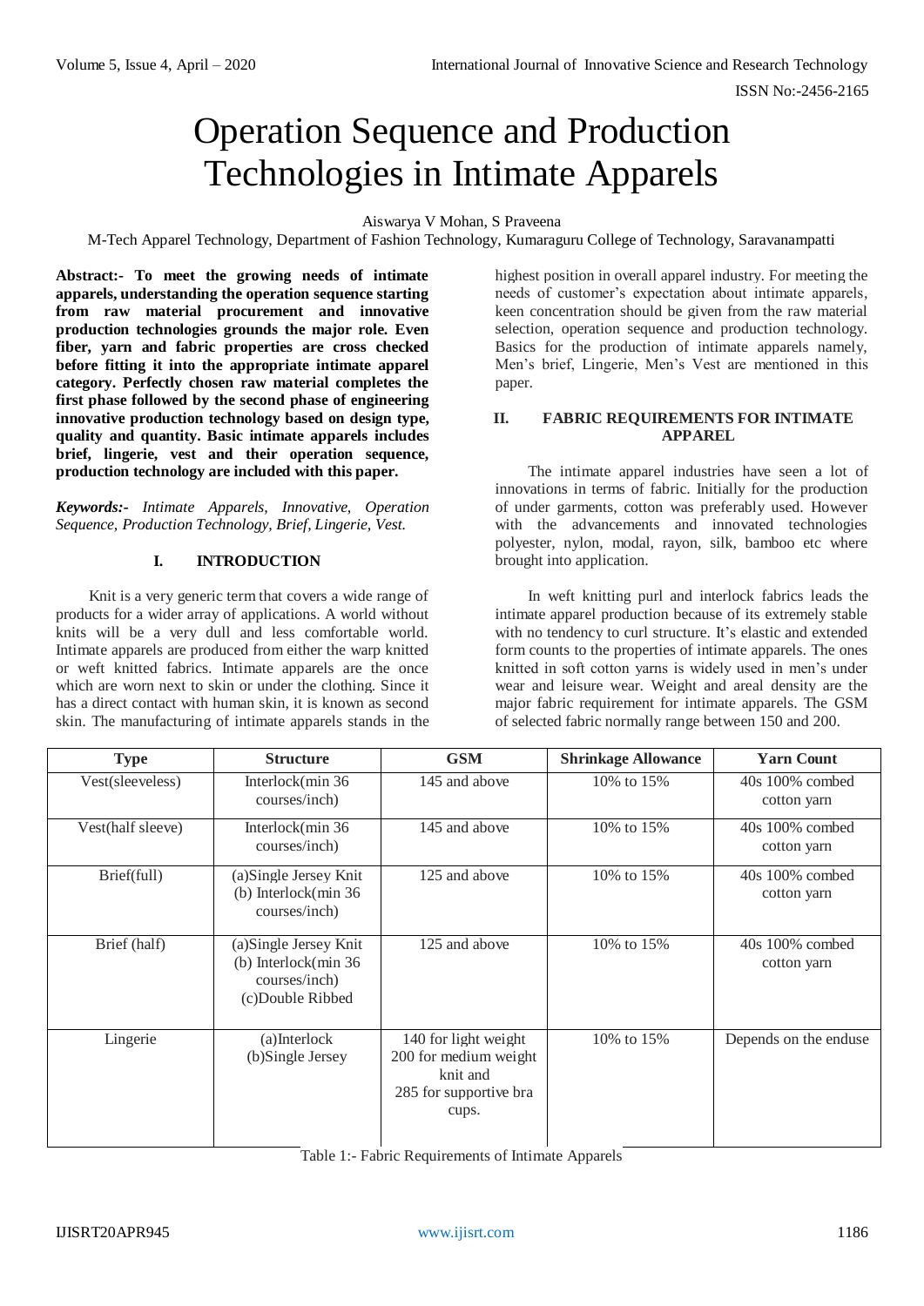# Operation Sequence and Production Technologies in Intimate Apparels

Aiswarya V Mohan, S Praveena

M-Tech Apparel Technology, Department of Fashion Technology, Kumaraguru College of Technology, Saravanampatti

**Abstract:- To meet the growing needs of intimate apparels, understanding the operation sequence starting from raw material procurement and innovative production technologies grounds the major role. Even fiber, yarn and fabric properties are cross checked before fitting it into the appropriate intimate apparel category. Perfectly chosen raw material completes the first phase followed by the second phase of engineering innovative production technology based on design type, quality and quantity. Basic intimate apparels includes brief, lingerie, vest and their operation sequence, production technology are included with this paper.**

***Keywords:-*** *Intimate Apparels, Innovative, Operation Sequence, Production Technology, Brief, Lingerie, Vest.*

## I. INTRODUCTION

Knit is a very generic term that covers a wide range of products for a wider array of applications. A world without knits will be a very dull and less comfortable world. Intimate apparels are produced from either the warp knitted or weft knitted fabrics. Intimate apparels are the once which are worn next to skin or under the clothing. Since it has a direct contact with human skin, it is known as second skin. The manufacturing of intimate apparels stands in the highest position in overall apparel industry. For meeting the needs of customer's expectation about intimate apparels, keen concentration should be given from the raw material selection, operation sequence and production technology. Basics for the production of intimate apparels namely, Men's brief, Lingerie, Men's Vest are mentioned in this paper.

## II. FABRIC REQUIREMENTS FOR INTIMATE APPAREL

The intimate apparel industries have seen a lot of innovations in terms of fabric. Initially for the production of under garments, cotton was preferably used. However with the advancements and innovated technologies polyester, nylon, modal, rayon, silk, bamboo etc where brought into application.

In weft knitting purl and interlock fabrics leads the intimate apparel production because of its extremely stable with no tendency to curl structure. It's elastic and extended form counts to the properties of intimate apparels. The ones knitted in soft cotton yarns is widely used in men's under wear and leisure wear. Weight and areal density are the major fabric requirement for intimate apparels. The GSM of selected fabric normally range between 150 and 200.

| Type | Structure | GSM | Shrinkage Allowance | Yarn Count |
|---|---|---|---|---|
| Vest(sleeveless) | Interlock(min 36 courses/inch) | 145 and above | 10% to 15% | 40s 100% combed cotton yarn |
| Vest(half sleeve) | Interlock(min 36 courses/inch) | 145 and above | 10% to 15% | 40s 100% combed cotton yarn |
| Brief(full) | (a)Single Jersey Knit (b) Interlock(min 36 courses/inch) | 125 and above | 10% to 15% | 40s 100% combed cotton yarn |
| Brief (half) | (a)Single Jersey Knit (b) Interlock(min 36 courses/inch) (c)Double Ribbed | 125 and above | 10% to 15% | 40s 100% combed cotton yarn |
| Lingerie | (a)Interlock (b)Single Jersey | 140 for light weight 200 for medium weight knit and 285 for supportive bra cups. | 10% to 15% | Depends on the enduse |

Table 1:- Fabric Requirements of Intimate Apparels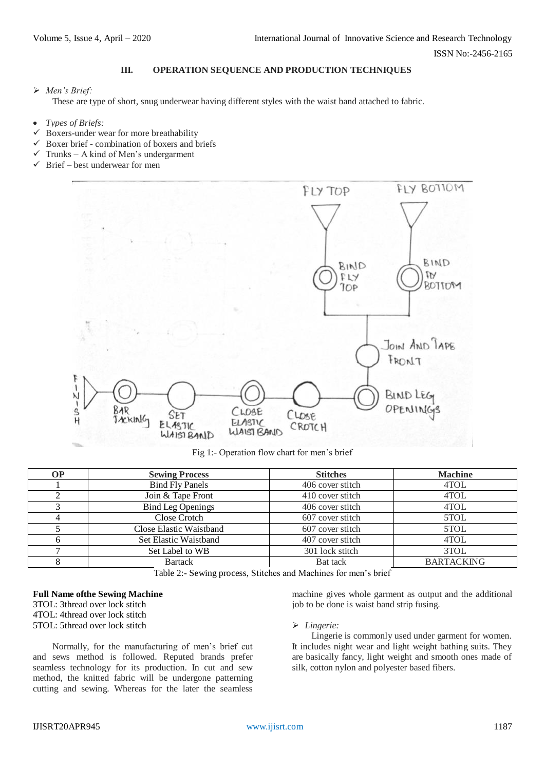## III. OPERATION SEQUENCE AND PRODUCTION TECHNIQUES

- *Men's Brief:*

  These are type of short, snug underwear having different styles with the waist band attached to fabric.

- *Types of Briefs:*
- ✓ Boxers-under wear for more breathability
- ✓ Boxer brief - combination of boxers and briefs
- ✓ Trunks – A kind of Men's undergarment
- ✓ Brief – best underwear for men

Fig 1:- Operation flow chart for men's brief

| OP | Sewing Process | Stitches | Machine |
|---|---|---|---|
| 1 | Bind Fly Panels | 406 cover stitch | 4TOL |
| 2 | Join & Tape Front | 410 cover stitch | 4TOL |
| 3 | Bind Leg Openings | 406 cover stitch | 4TOL |
| 4 | Close Crotch | 607 cover stitch | 5TOL |
| 5 | Close Elastic Waistband | 607 cover stitch | 5TOL |
| 6 | Set Elastic Waistband | 407 cover stitch | 4TOL |
| 7 | Set Label to WB | 301 lock stitch | 3TOL |
| 8 | Bartack | Bat tack | BARTACKING |

Table 2:- Sewing process, Stitches and Machines for men's brief

**Full Name ofthe Sewing Machine**
3TOL: 3thread over lock stitch
4TOL: 4thread over lock stitch
5TOL: 5thread over lock stitch

Normally, for the manufacturing of men's brief cut and sews method is followed. Reputed brands prefer seamless technology for its production. In cut and sew method, the knitted fabric will be undergone patterning cutting and sewing. Whereas for the later the seamless machine gives whole garment as output and the additional job to be done is waist band strip fusing.

- *Lingerie:*

  Lingerie is commonly used under garment for women. It includes night wear and light weight bathing suits. They are basically fancy, light weight and smooth ones made of silk, cotton nylon and polyester based fibers.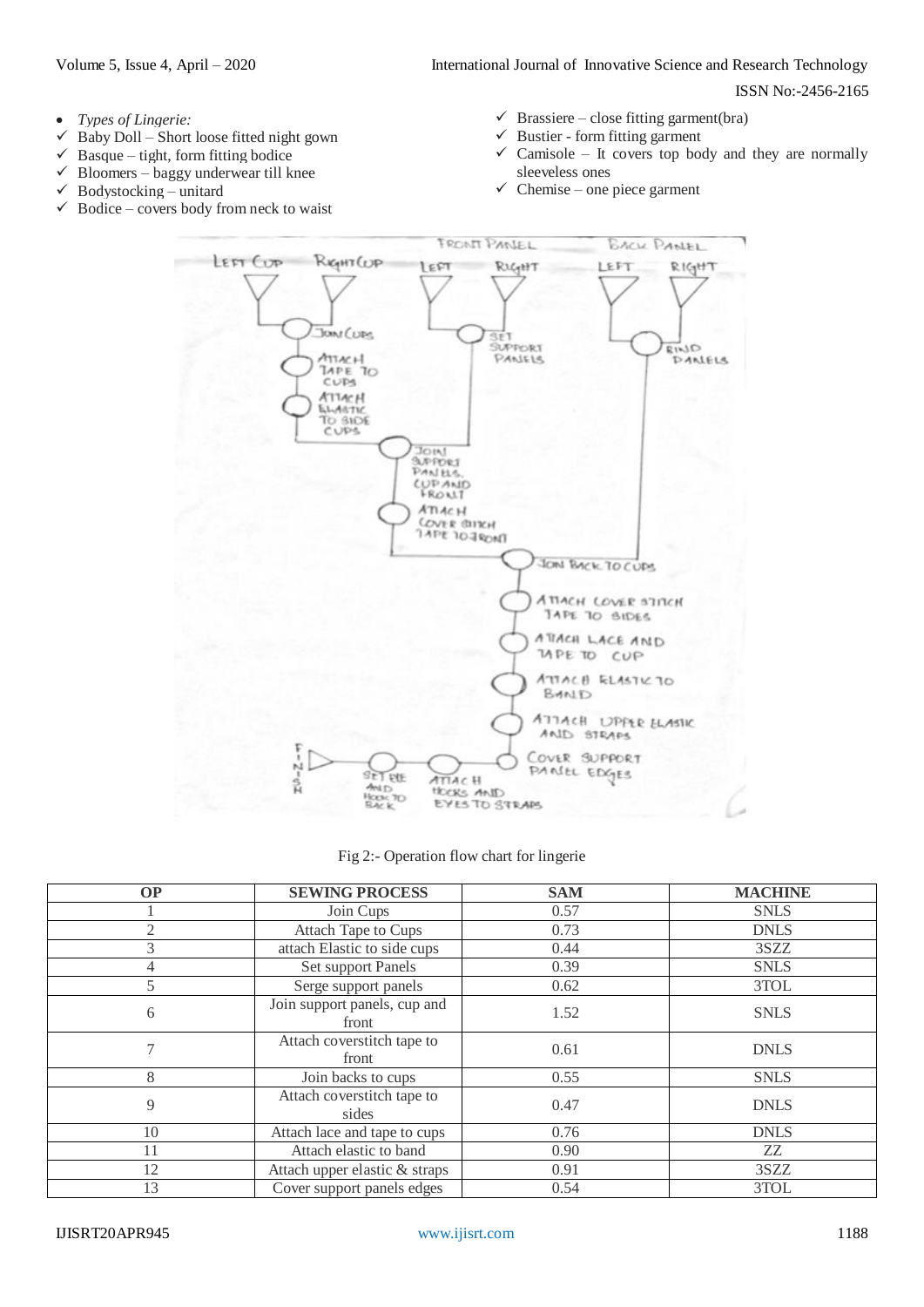- *Types of Lingerie:*
- ✓ Baby Doll – Short loose fitted night gown
- ✓ Basque – tight, form fitting bodice
- ✓ Bloomers – baggy underwear till knee
- ✓ Bodystocking – unitard
- ✓ Bodice – covers body from neck to waist
- ✓ Brassiere – close fitting garment(bra)
- ✓ Bustier - form fitting garment
- ✓ Camisole – It covers top body and they are normally sleeveless ones
- ✓ Chemise – one piece garment

Fig 2:- Operation flow chart for lingerie

| OP | SEWING PROCESS | SAM | MACHINE |
|---|---|---|---|
| 1 | Join Cups | 0.57 | SNLS |
| 2 | Attach Tape to Cups | 0.73 | DNLS |
| 3 | attach Elastic to side cups | 0.44 | 3SZZ |
| 4 | Set support Panels | 0.39 | SNLS |
| 5 | Serge support panels | 0.62 | 3TOL |
| 6 | Join support panels, cup and front | 1.52 | SNLS |
| 7 | Attach coverstitch tape to front | 0.61 | DNLS |
| 8 | Join backs to cups | 0.55 | SNLS |
| 9 | Attach coverstitch tape to sides | 0.47 | DNLS |
| 10 | Attach lace and tape to cups | 0.76 | DNLS |
| 11 | Attach elastic to band | 0.90 | ZZ |
| 12 | Attach upper elastic & straps | 0.91 | 3SZZ |
| 13 | Cover support panels edges | 0.54 | 3TOL |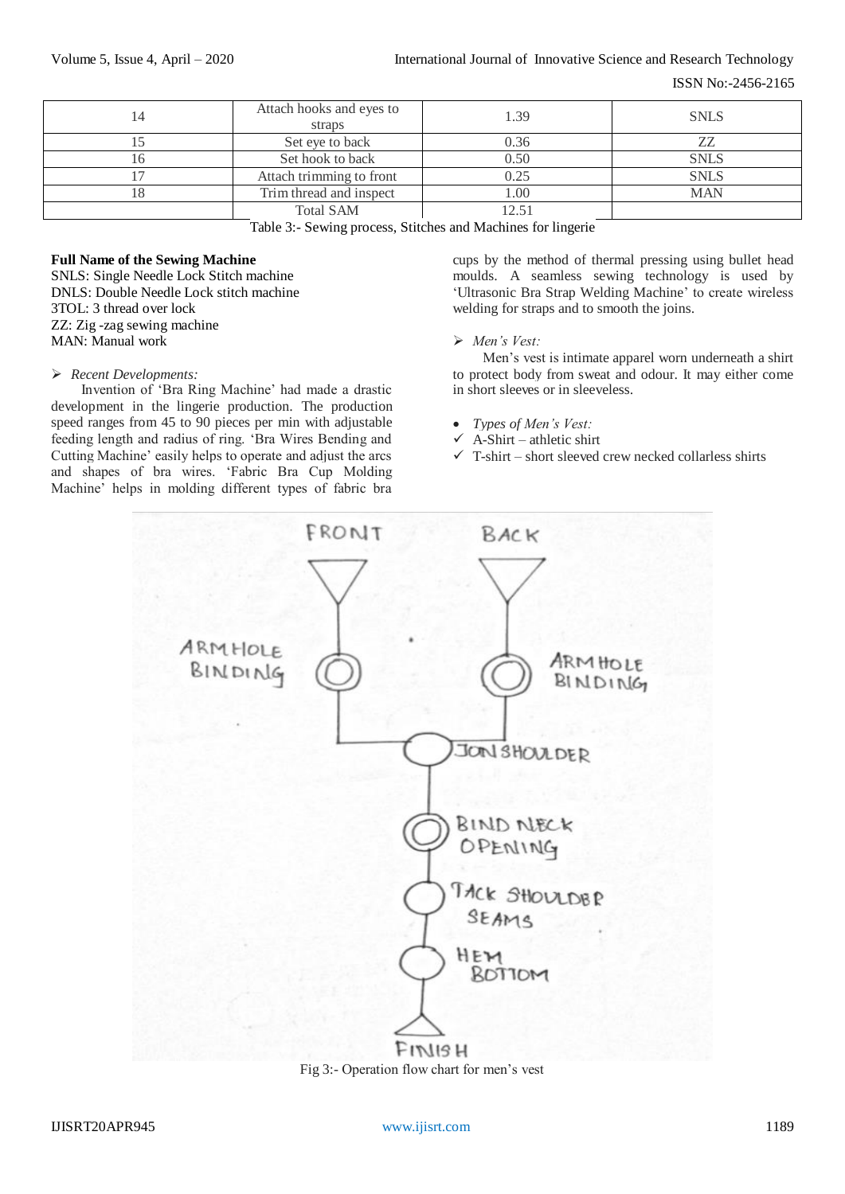| 14 | Attach hooks and eyes to straps | 1.39 | SNLS |
|---|---|---|---|
| 15 | Set eye to back | 0.36 | ZZ |
| 16 | Set hook to back | 0.50 | SNLS |
| 17 | Attach trimming to front | 0.25 | SNLS |
| 18 | Trim thread and inspect | 1.00 | MAN |
| | Total SAM | 12.51 | |

Table 3:- Sewing process, Stitches and Machines for lingerie

**Full Name of the Sewing Machine**
SNLS: Single Needle Lock Stitch machine
DNLS: Double Needle Lock stitch machine
3TOL: 3 thread over lock
ZZ: Zig -zag sewing machine
MAN: Manual work

➢ *Recent Developments:*

Invention of 'Bra Ring Machine' had made a drastic development in the lingerie production. The production speed ranges from 45 to 90 pieces per min with adjustable feeding length and radius of ring. 'Bra Wires Bending and Cutting Machine' easily helps to operate and adjust the arcs and shapes of bra wires. 'Fabric Bra Cup Molding Machine' helps in molding different types of fabric bra cups by the method of thermal pressing using bullet head moulds. A seamless sewing technology is used by 'Ultrasonic Bra Strap Welding Machine' to create wireless welding for straps and to smooth the joins.

➢ *Men's Vest:*

Men's vest is intimate apparel worn underneath a shirt to protect body from sweat and odour. It may either come in short sleeves or in sleeveless.

- *Types of Men's Vest:*
  - ✓ A-Shirt – athletic shirt
  - ✓ T-shirt – short sleeved crew necked collarless shirts

Fig 3:- Operation flow chart for men's vest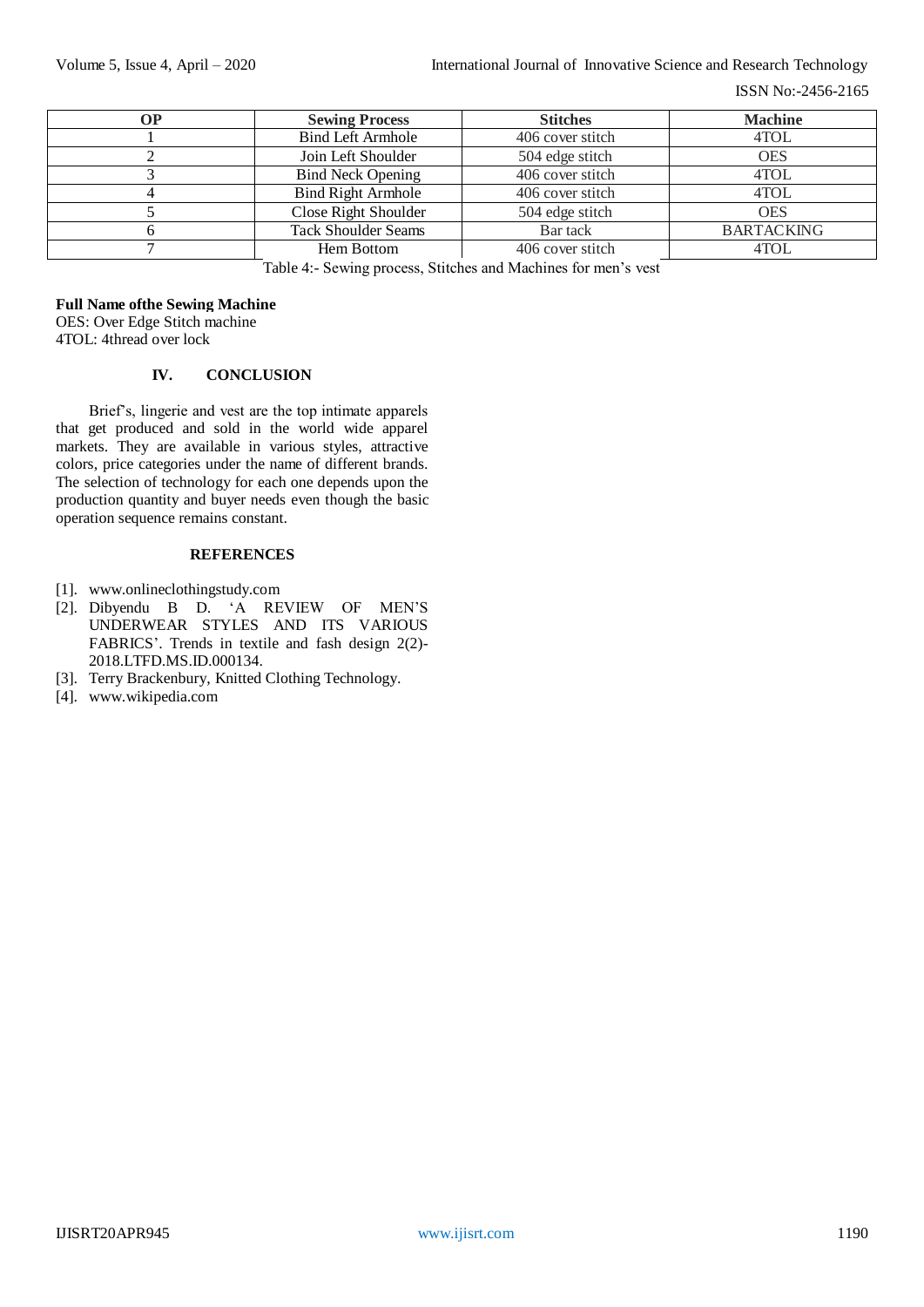| OP | Sewing Process | Stitches | Machine |
|---|---|---|---|
| 1 | Bind Left Armhole | 406 cover stitch | 4TOL |
| 2 | Join Left Shoulder | 504 edge stitch | OES |
| 3 | Bind Neck Opening | 406 cover stitch | 4TOL |
| 4 | Bind Right Armhole | 406 cover stitch | 4TOL |
| 5 | Close Right Shoulder | 504 edge stitch | OES |
| 6 | Tack Shoulder Seams | Bar tack | BARTACKING |
| 7 | Hem Bottom | 406 cover stitch | 4TOL |

Table 4:- Sewing process, Stitches and Machines for men's vest

**Full Name ofthe Sewing Machine**
OES: Over Edge Stitch machine
4TOL: 4thread over lock

## IV. CONCLUSION

Brief's, lingerie and vest are the top intimate apparels that get produced and sold in the world wide apparel markets. They are available in various styles, attractive colors, price categories under the name of different brands. The selection of technology for each one depends upon the production quantity and buyer needs even though the basic operation sequence remains constant.

## REFERENCES

- [1]. www.onlineclothingstudy.com
- [2]. Dibyendu B D. 'A REVIEW OF MEN'S UNDERWEAR STYLES AND ITS VARIOUS FABRICS'. Trends in textile and fash design 2(2)-2018.LTFD.MS.ID.000134.
- [3]. Terry Brackenbury, Knitted Clothing Technology.
- [4]. www.wikipedia.com